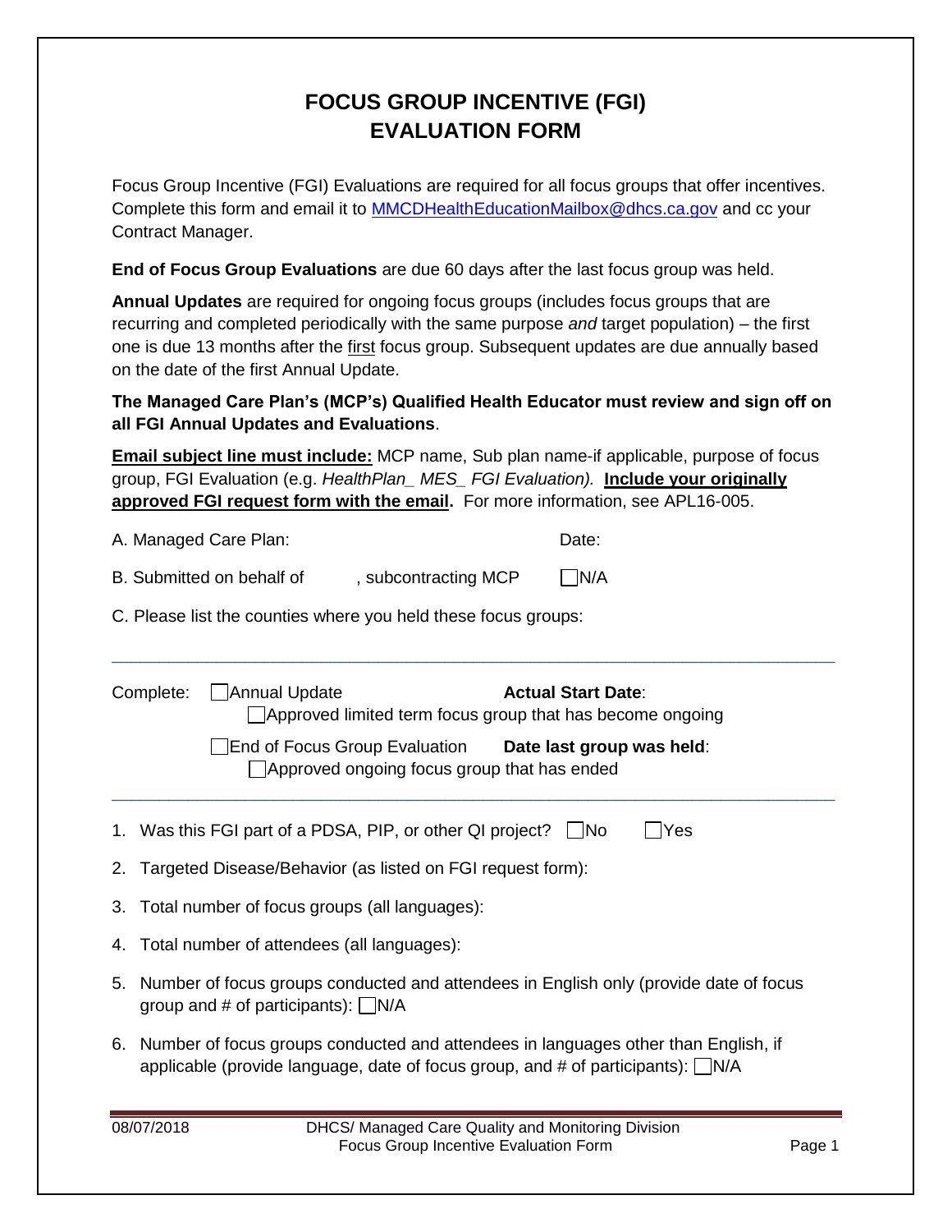# FOCUS GROUP INCENTIVE (FGI) EVALUATION FORM

Focus Group Incentive (FGI) Evaluations are required for all focus groups that offer incentives. Complete this form and email it to MMCDHealthEducationMailbox@dhcs.ca.gov and cc your Contract Manager.

**End of Focus Group Evaluations** are due 60 days after the last focus group was held.

**Annual Updates** are required for ongoing focus groups (includes focus groups that are recurring and completed periodically with the same purpose *and* target population) – the first one is due 13 months after the first focus group. Subsequent updates are due annually based on the date of the first Annual Update.

**The Managed Care Plan's (MCP's) Qualified Health Educator must review and sign off on all FGI Annual Updates and Evaluations**.

**Email subject line must include:** MCP name, Sub plan name-if applicable, purpose of focus group, FGI Evaluation (e.g. *HealthPlan_ MES_ FGI Evaluation).* **Include your originally approved FGI request form with the email.** For more information, see APL16-005.

A. Managed Care Plan: Date:

B. Submitted on behalf of , subcontracting MCP ☐N/A

C. Please list the counties where you held these focus groups:

---

Complete: ☐Annual Update **Actual Start Date**:

☐Approved limited term focus group that has become ongoing

☐End of Focus Group Evaluation **Date last group was held**:

☐Approved ongoing focus group that has ended

---

1. Was this FGI part of a PDSA, PIP, or other QI project? ☐No ☐Yes
2. Targeted Disease/Behavior (as listed on FGI request form):
3. Total number of focus groups (all languages):
4. Total number of attendees (all languages):
5. Number of focus groups conducted and attendees in English only (provide date of focus group and # of participants): ☐N/A
6. Number of focus groups conducted and attendees in languages other than English, if applicable (provide language, date of focus group, and # of participants): ☐N/A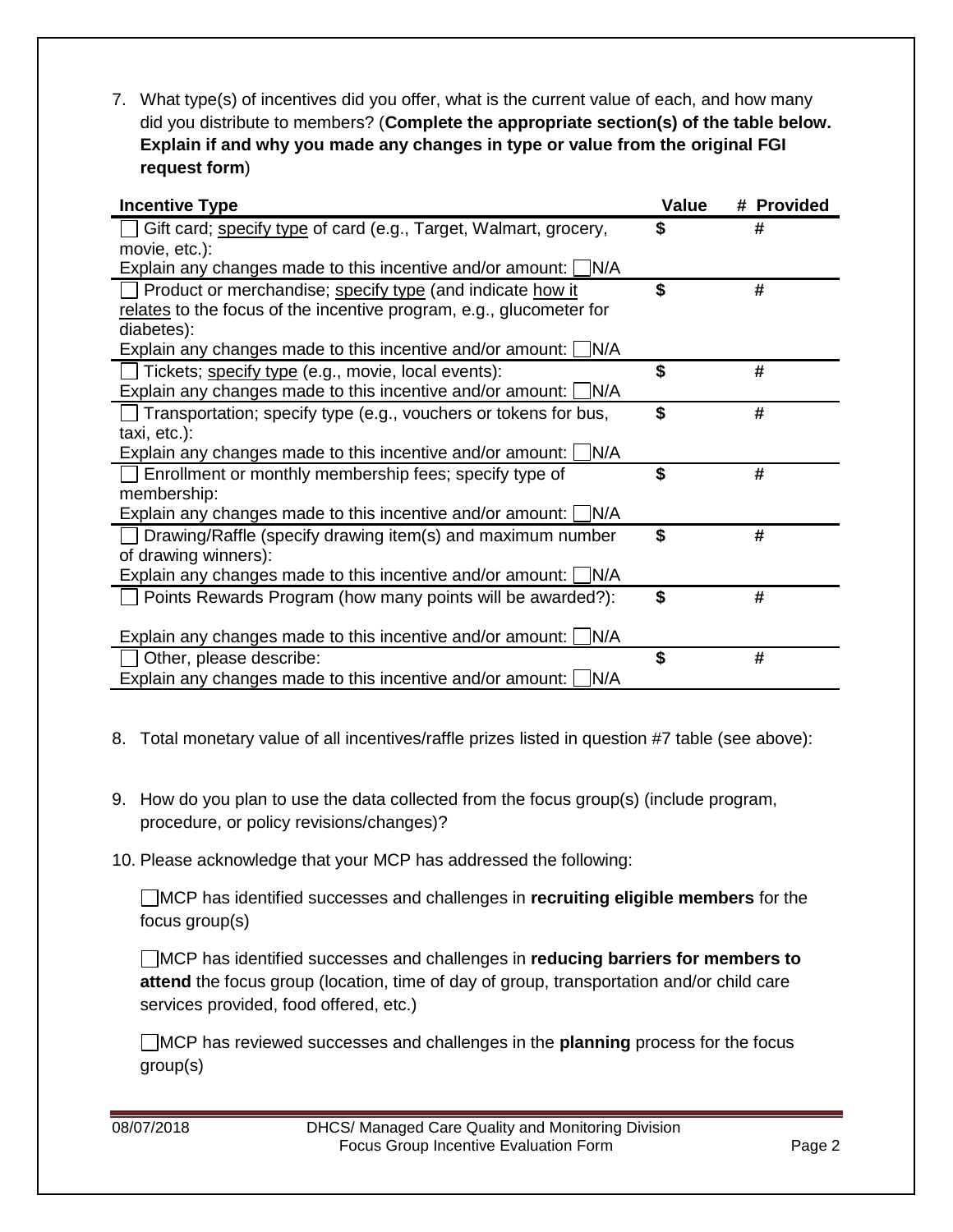7. What type(s) of incentives did you offer, what is the current value of each, and how many did you distribute to members? (**Complete the appropriate section(s) of the table below. Explain if and why you made any changes in type or value from the original FGI request form**)

| Incentive Type | Value | # Provided |
|---|---|---|
| ☐ Gift card; <u>specify type</u> of card (e.g., Target, Walmart, grocery, movie, etc.):<br>Explain any changes made to this incentive and/or amount: ☐N/A | $ | # |
| ☐ Product or merchandise; <u>specify type</u> (and indicate <u>how it relates</u> to the focus of the incentive program, e.g., glucometer for diabetes):<br>Explain any changes made to this incentive and/or amount: ☐N/A | $ | # |
| ☐ Tickets; <u>specify type</u> (e.g., movie, local events):<br>Explain any changes made to this incentive and/or amount: ☐N/A | $ | # |
| ☐ Transportation; specify type (e.g., vouchers or tokens for bus, taxi, etc.):<br>Explain any changes made to this incentive and/or amount: ☐N/A | $ | # |
| ☐ Enrollment or monthly membership fees; specify type of membership:<br>Explain any changes made to this incentive and/or amount: ☐N/A | $ | # |
| ☐ Drawing/Raffle (specify drawing item(s) and maximum number of drawing winners):<br>Explain any changes made to this incentive and/or amount: ☐N/A | $ | # |
| ☐ Points Rewards Program (how many points will be awarded?):<br>Explain any changes made to this incentive and/or amount: ☐N/A | $ | # |
| ☐ Other, please describe:<br>Explain any changes made to this incentive and/or amount: ☐N/A | $ | # |

8. Total monetary value of all incentives/raffle prizes listed in question #7 table (see above):

9. How do you plan to use the data collected from the focus group(s) (include program, procedure, or policy revisions/changes)?

10. Please acknowledge that your MCP has addressed the following:

    ☐MCP has identified successes and challenges in **recruiting eligible members** for the focus group(s)

    ☐MCP has identified successes and challenges in **reducing barriers for members to attend** the focus group (location, time of day of group, transportation and/or child care services provided, food offered, etc.)

    ☐MCP has reviewed successes and challenges in the **planning** process for the focus group(s)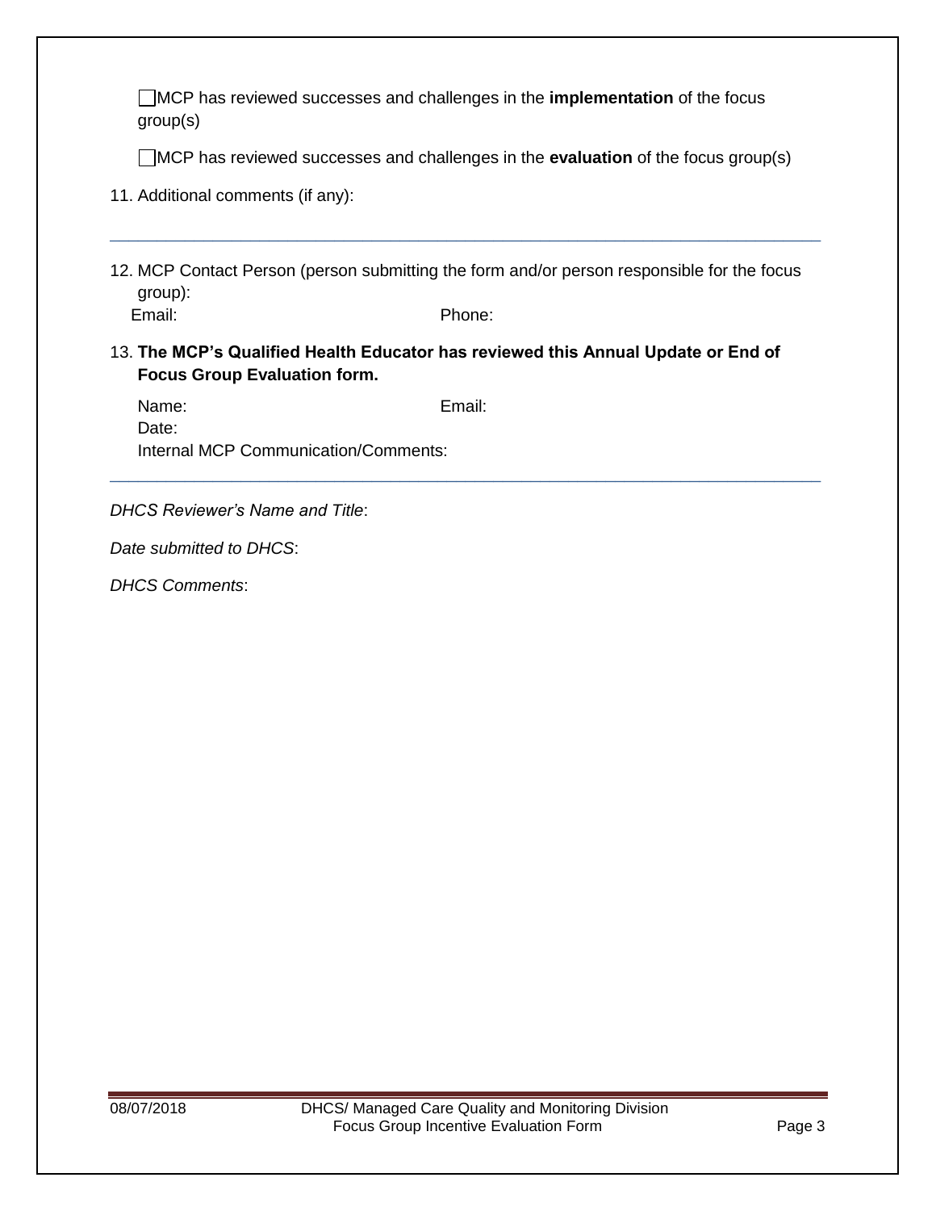- [ ] MCP has reviewed successes and challenges in the **implementation** of the focus group(s)
- [ ] MCP has reviewed successes and challenges in the **evaluation** of the focus group(s)

11. Additional comments (if any):

---

12. MCP Contact Person (person submitting the form and/or person responsible for the focus group):
    Email: Phone:

13. **The MCP's Qualified Health Educator has reviewed this Annual Update or End of Focus Group Evaluation form.**

    Name: Email:
    Date:
    Internal MCP Communication/Comments:

---

*DHCS Reviewer's Name and Title*:

*Date submitted to DHCS*:

*DHCS Comments*: